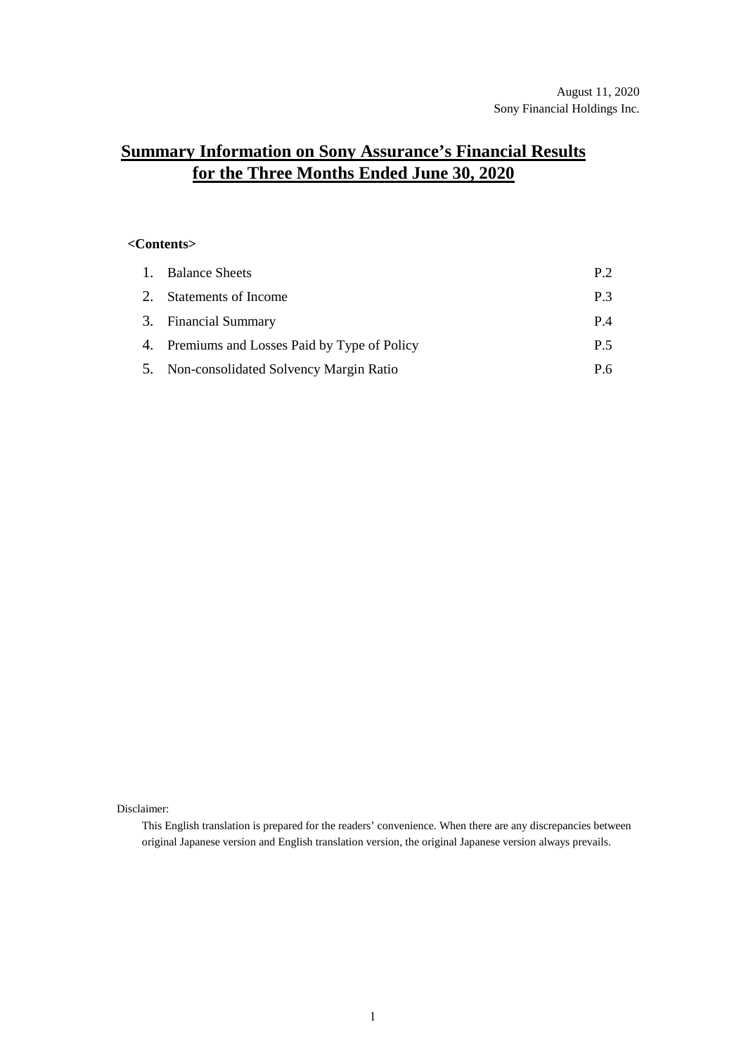August 11, 2020
Sony Financial Holdings Inc.

# Summary Information on Sony Assurance's Financial Results for the Three Months Ended June 30, 2020

**<Contents>**

| | | |
|---|---|---|
| 1. | Balance Sheets | P.2 |
| 2. | Statements of Income | P.3 |
| 3. | Financial Summary | P.4 |
| 4. | Premiums and Losses Paid by Type of Policy | P.5 |
| 5. | Non-consolidated Solvency Margin Ratio | P.6 |

Disclaimer:

This English translation is prepared for the readers' convenience. When there are any discrepancies between original Japanese version and English translation version, the original Japanese version always prevails.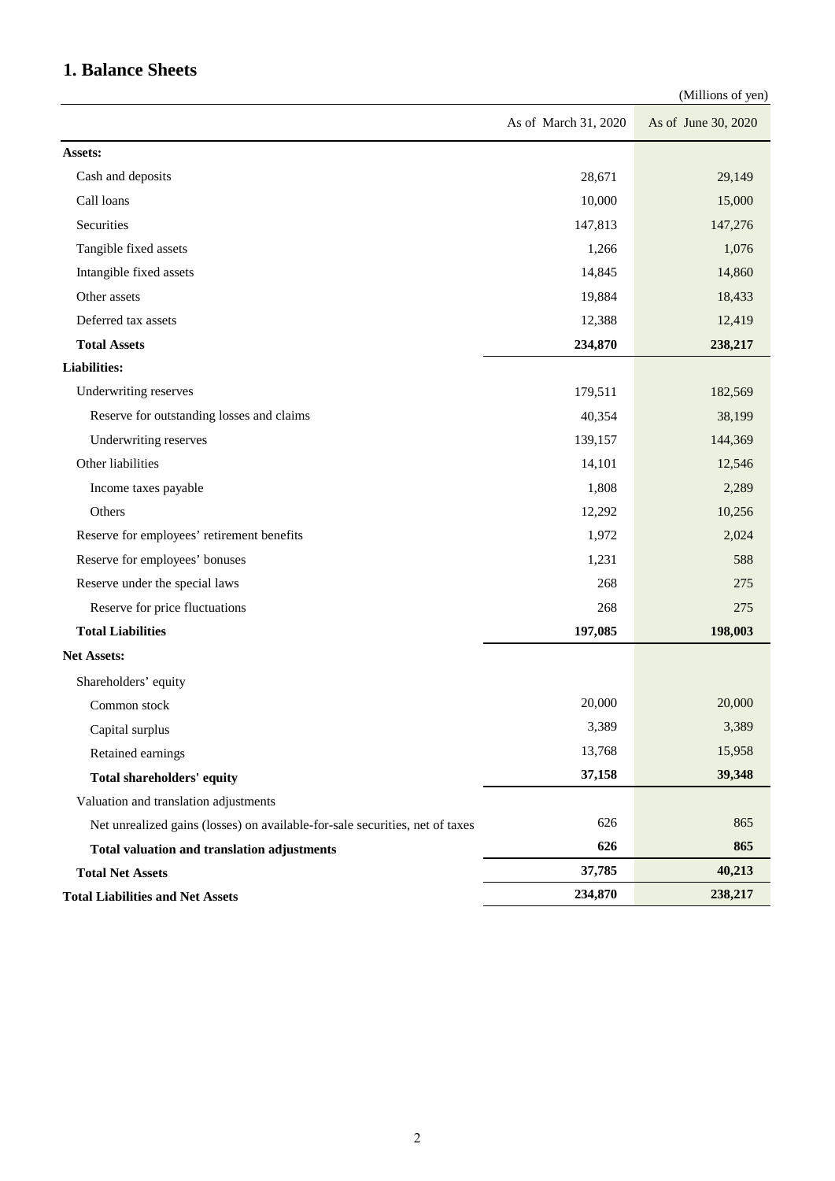## 1. Balance Sheets

(Millions of yen)

| | As of March 31, 2020 | As of June 30, 2020 |
|---|---|---|
| **Assets:** | | |
| Cash and deposits | 28,671 | 29,149 |
| Call loans | 10,000 | 15,000 |
| Securities | 147,813 | 147,276 |
| Tangible fixed assets | 1,266 | 1,076 |
| Intangible fixed assets | 14,845 | 14,860 |
| Other assets | 19,884 | 18,433 |
| Deferred tax assets | 12,388 | 12,419 |
| **Total Assets** | **234,870** | **238,217** |
| **Liabilities:** | | |
| Underwriting reserves | 179,511 | 182,569 |
| Reserve for outstanding losses and claims | 40,354 | 38,199 |
| Underwriting reserves | 139,157 | 144,369 |
| Other liabilities | 14,101 | 12,546 |
| Income taxes payable | 1,808 | 2,289 |
| Others | 12,292 | 10,256 |
| Reserve for employees' retirement benefits | 1,972 | 2,024 |
| Reserve for employees' bonuses | 1,231 | 588 |
| Reserve under the special laws | 268 | 275 |
| Reserve for price fluctuations | 268 | 275 |
| **Total Liabilities** | **197,085** | **198,003** |
| **Net Assets:** | | |
| Shareholders' equity | | |
| Common stock | 20,000 | 20,000 |
| Capital surplus | 3,389 | 3,389 |
| Retained earnings | 13,768 | 15,958 |
| **Total shareholders' equity** | **37,158** | **39,348** |
| Valuation and translation adjustments | | |
| Net unrealized gains (losses) on available-for-sale securities, net of taxes | 626 | 865 |
| **Total valuation and translation adjustments** | **626** | **865** |
| **Total Net Assets** | **37,785** | **40,213** |
| **Total Liabilities and Net Assets** | **234,870** | **238,217** |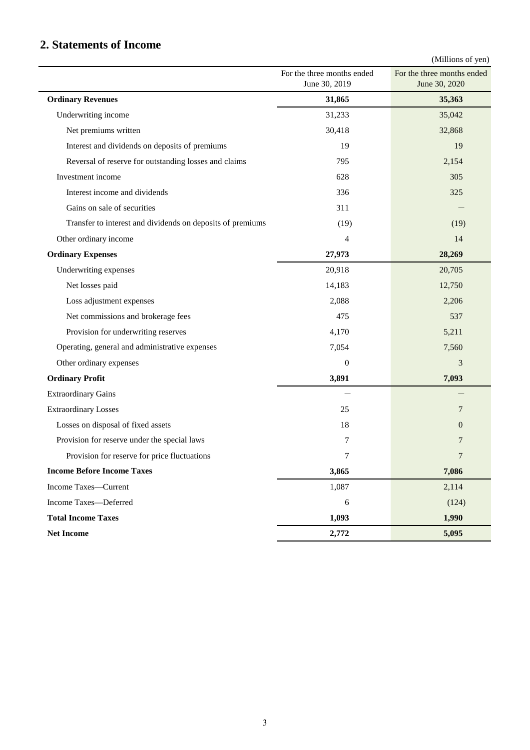## 2. Statements of Income

(Millions of yen)

| | For the three months ended June 30, 2019 | For the three months ended June 30, 2020 |
|---|---|---|
| **Ordinary Revenues** | **31,865** | **35,363** |
| Underwriting income | 31,233 | 35,042 |
| Net premiums written | 30,418 | 32,868 |
| Interest and dividends on deposits of premiums | 19 | 19 |
| Reversal of reserve for outstanding losses and claims | 795 | 2,154 |
| Investment income | 628 | 305 |
| Interest income and dividends | 336 | 325 |
| Gains on sale of securities | 311 | — |
| Transfer to interest and dividends on deposits of premiums | (19) | (19) |
| Other ordinary income | 4 | 14 |
| **Ordinary Expenses** | **27,973** | **28,269** |
| Underwriting expenses | 20,918 | 20,705 |
| Net losses paid | 14,183 | 12,750 |
| Loss adjustment expenses | 2,088 | 2,206 |
| Net commissions and brokerage fees | 475 | 537 |
| Provision for underwriting reserves | 4,170 | 5,211 |
| Operating, general and administrative expenses | 7,054 | 7,560 |
| Other ordinary expenses | 0 | 3 |
| **Ordinary Profit** | **3,891** | **7,093** |
| Extraordinary Gains | — | — |
| Extraordinary Losses | 25 | 7 |
| Losses on disposal of fixed assets | 18 | 0 |
| Provision for reserve under the special laws | 7 | 7 |
| Provision for reserve for price fluctuations | 7 | 7 |
| **Income Before Income Taxes** | **3,865** | **7,086** |
| Income Taxes—Current | 1,087 | 2,114 |
| Income Taxes—Deferred | 6 | (124) |
| **Total Income Taxes** | **1,093** | **1,990** |
| **Net Income** | **2,772** | **5,095** |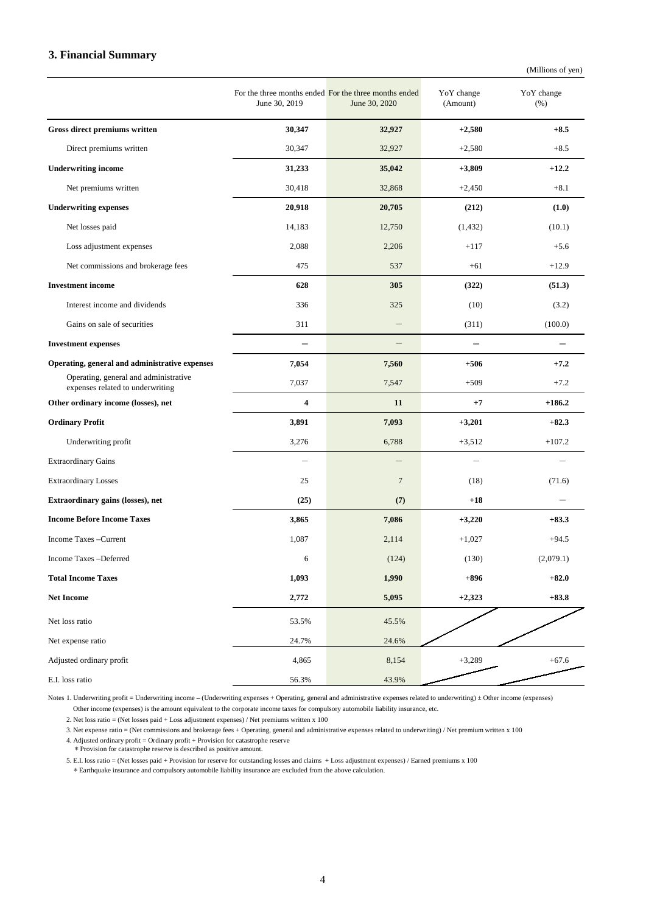## 3. Financial Summary

(Millions of yen)

| | For the three months ended June 30, 2019 | For the three months ended June 30, 2020 | YoY change (Amount) | YoY change (%) |
|---|---|---|---|---|
| **Gross direct premiums written** | **30,347** | **32,927** | **+2,580** | **+8.5** |
| Direct premiums written | 30,347 | 32,927 | +2,580 | +8.5 |
| **Underwriting income** | **31,233** | **35,042** | **+3,809** | **+12.2** |
| Net premiums written | 30,418 | 32,868 | +2,450 | +8.1 |
| **Underwriting expenses** | **20,918** | **20,705** | **(212)** | **(1.0)** |
| Net losses paid | 14,183 | 12,750 | (1,432) | (10.1) |
| Loss adjustment expenses | 2,088 | 2,206 | +117 | +5.6 |
| Net commissions and brokerage fees | 475 | 537 | +61 | +12.9 |
| **Investment income** | **628** | **305** | **(322)** | **(51.3)** |
| Interest income and dividends | 336 | 325 | (10) | (3.2) |
| Gains on sale of securities | 311 | ― | (311) | (100.0) |
| **Investment expenses** | **―** | **―** | **―** | **―** |
| **Operating, general and administrative expenses** | **7,054** | **7,560** | **+506** | **+7.2** |
| Operating, general and administrative expenses related to underwriting | 7,037 | 7,547 | +509 | +7.2 |
| **Other ordinary income (losses), net** | **4** | **11** | **+7** | **+186.2** |
| **Ordinary Profit** | **3,891** | **7,093** | **+3,201** | **+82.3** |
| Underwriting profit | 3,276 | 6,788 | +3,512 | +107.2 |
| Extraordinary Gains | ― | ― | ― | ― |
| Extraordinary Losses | 25 | 7 | (18) | (71.6) |
| **Extraordinary gains (losses), net** | **(25)** | **(7)** | **+18** | **―** |
| **Income Before Income Taxes** | **3,865** | **7,086** | **+3,220** | **+83.3** |
| Income Taxes –Current | 1,087 | 2,114 | +1,027 | +94.5 |
| Income Taxes –Deferred | 6 | (124) | (130) | (2,079.1) |
| **Total Income Taxes** | **1,093** | **1,990** | **+896** | **+82.0** |
| **Net Income** | **2,772** | **5,095** | **+2,323** | **+83.8** |
| Net loss ratio | 53.5% | 45.5% | | |
| Net expense ratio | 24.7% | 24.6% | | |
| Adjusted ordinary profit | 4,865 | 8,154 | +3,289 | +67.6 |
| E.I. loss ratio | 56.3% | 43.9% | | |

Notes 1. Underwriting profit = Underwriting income – (Underwriting expenses + Operating, general and administrative expenses related to underwriting) ± Other income (expenses)
Other income (expenses) is the amount equivalent to the corporate income taxes for compulsory automobile liability insurance, etc.

2. Net loss ratio = (Net losses paid + Loss adjustment expenses) / Net premiums written x 100

3. Net expense ratio = (Net commissions and brokerage fees + Operating, general and administrative expenses related to underwriting) / Net premium written x 100

4. Adjusted ordinary profit = Ordinary profit + Provision for catastrophe reserve
＊Provision for catastrophe reserve is described as positive amount.

5. E.I. loss ratio = (Net losses paid + Provision for reserve for outstanding losses and claims + Loss adjustment expenses) / Earned premiums x 100
＊Earthquake insurance and compulsory automobile liability insurance are excluded from the above calculation.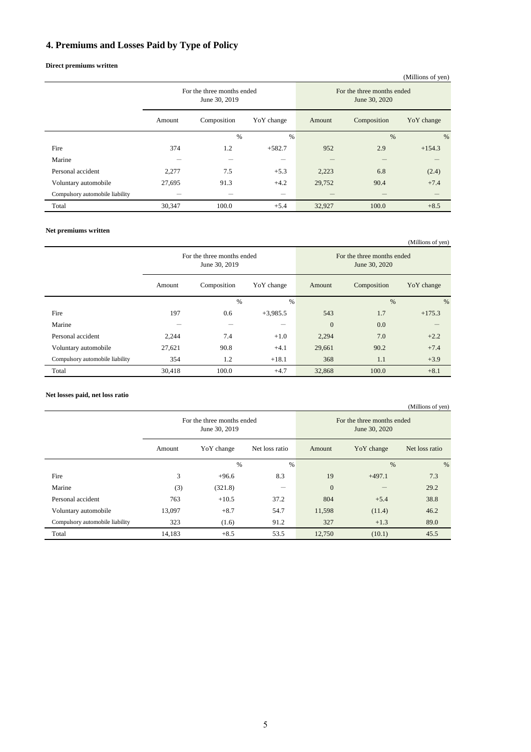## 4. Premiums and Losses Paid by Type of Policy

**Direct premiums written**

(Millions of yen)

| | For the three months ended June 30, 2019 | | | For the three months ended June 30, 2020 | | |
|---|---|---|---|---|---|---|
| | Amount | Composition | YoY change | Amount | Composition | YoY change |
| | | % | % | | % | % |
| Fire | 374 | 1.2 | +582.7 | 952 | 2.9 | +154.3 |
| Marine | ― | ― | ― | ― | ― | ― |
| Personal accident | 2,277 | 7.5 | +5.3 | 2,223 | 6.8 | (2.4) |
| Voluntary automobile | 27,695 | 91.3 | +4.2 | 29,752 | 90.4 | +7.4 |
| Compulsory automobile liability | ― | ― | ― | ― | ― | ― |
| Total | 30,347 | 100.0 | +5.4 | 32,927 | 100.0 | +8.5 |

**Net premiums written**

(Millions of yen)

| | For the three months ended June 30, 2019 | | | For the three months ended June 30, 2020 | | |
|---|---|---|---|---|---|---|
| | Amount | Composition | YoY change | Amount | Composition | YoY change |
| | | % | % | | % | % |
| Fire | 197 | 0.6 | +3,985.5 | 543 | 1.7 | +175.3 |
| Marine | ― | ― | ― | 0 | 0.0 | ― |
| Personal accident | 2,244 | 7.4 | +1.0 | 2,294 | 7.0 | +2.2 |
| Voluntary automobile | 27,621 | 90.8 | +4.1 | 29,661 | 90.2 | +7.4 |
| Compulsory automobile liability | 354 | 1.2 | +18.1 | 368 | 1.1 | +3.9 |
| Total | 30,418 | 100.0 | +4.7 | 32,868 | 100.0 | +8.1 |

**Net losses paid, net loss ratio**

(Millions of yen)

| | For the three months ended June 30, 2019 | | | For the three months ended June 30, 2020 | | |
|---|---|---|---|---|---|---|
| | Amount | YoY change | Net loss ratio | Amount | YoY change | Net loss ratio |
| | | % | % | | % | % |
| Fire | 3 | +96.6 | 8.3 | 19 | +497.1 | 7.3 |
| Marine | (3) | (321.8) | ― | 0 | ― | 29.2 |
| Personal accident | 763 | +10.5 | 37.2 | 804 | +5.4 | 38.8 |
| Voluntary automobile | 13,097 | +8.7 | 54.7 | 11,598 | (11.4) | 46.2 |
| Compulsory automobile liability | 323 | (1.6) | 91.2 | 327 | +1.3 | 89.0 |
| Total | 14,183 | +8.5 | 53.5 | 12,750 | (10.1) | 45.5 |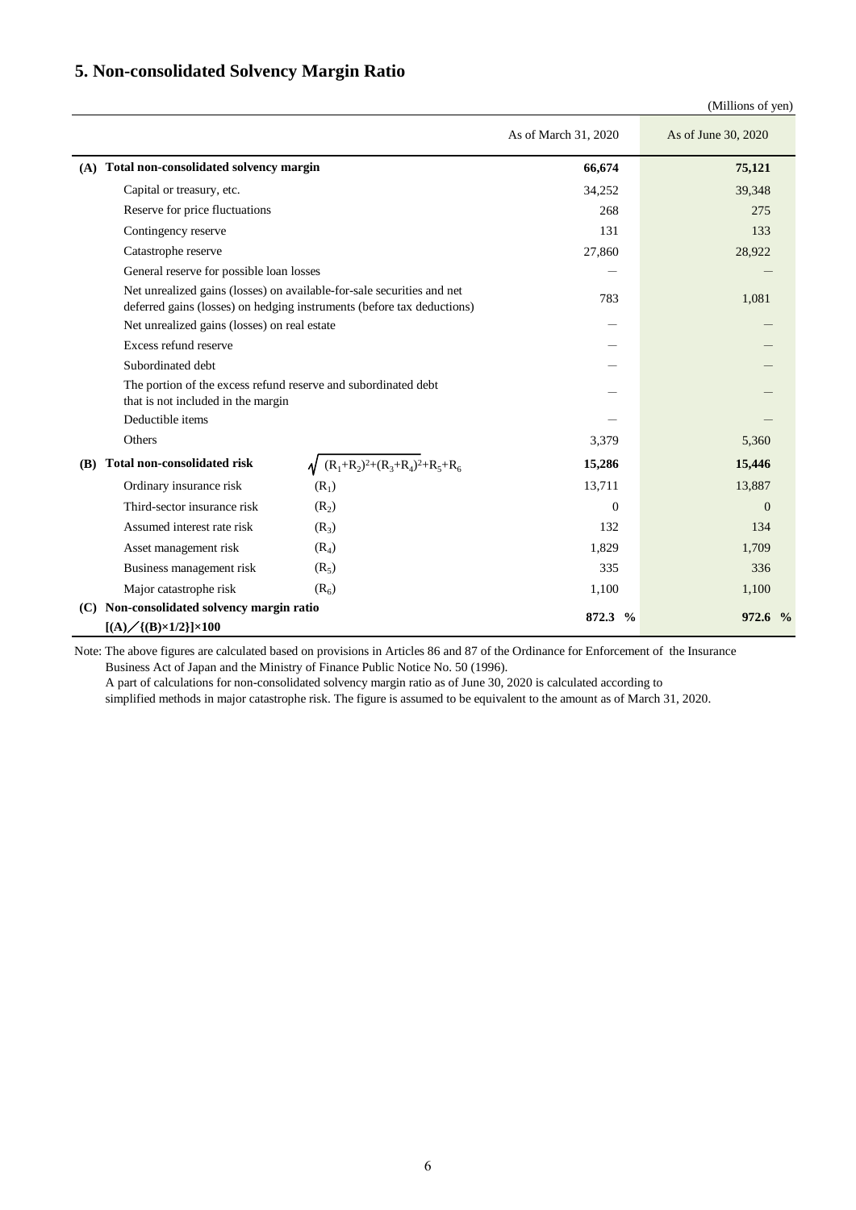## 5. Non-consolidated Solvency Margin Ratio

(Millions of yen)

| | | | As of March 31, 2020 | As of June 30, 2020 |
|---|---|---|---|---|
| **(A)** | **Total non-consolidated solvency margin** | | **66,674** | **75,121** |
| | Capital or treasury, etc. | | 34,252 | 39,348 |
| | Reserve for price fluctuations | | 268 | 275 |
| | Contingency reserve | | 131 | 133 |
| | Catastrophe reserve | | 27,860 | 28,922 |
| | General reserve for possible loan losses | | — | — |
| | Net unrealized gains (losses) on available-for-sale securities and net deferred gains (losses) on hedging instruments (before tax deductions) | | 783 | 1,081 |
| | Net unrealized gains (losses) on real estate | | — | — |
| | Excess refund reserve | | — | — |
| | Subordinated debt | | — | — |
| | The portion of the excess refund reserve and subordinated debt that is not included in the margin | | — | — |
| | Deductible items | | — | — |
| | Others | | 3,379 | 5,360 |
| **(B)** | **Total non-consolidated risk** | $\sqrt{(R_1+R_2)^2+(R_3+R_4)^2}+R_5+R_6$ | **15,286** | **15,446** |
| | Ordinary insurance risk | $(R_1)$ | 13,711 | 13,887 |
| | Third-sector insurance risk | $(R_2)$ | 0 | 0 |
| | Assumed interest rate risk | $(R_3)$ | 132 | 134 |
| | Asset management risk | $(R_4)$ | 1,829 | 1,709 |
| | Business management risk | $(R_5)$ | 335 | 336 |
| | Major catastrophe risk | $(R_6)$ | 1,100 | 1,100 |
| **(C)** | **Non-consolidated solvency margin ratio** **[(A)／{(B)×1/2}]×100** | | **872.3 %** | **972.6 %** |

Note: The above figures are calculated based on provisions in Articles 86 and 87 of the Ordinance for Enforcement of the Insurance Business Act of Japan and the Ministry of Finance Public Notice No. 50 (1996).
A part of calculations for non-consolidated solvency margin ratio as of June 30, 2020 is calculated according to simplified methods in major catastrophe risk. The figure is assumed to be equivalent to the amount as of March 31, 2020.